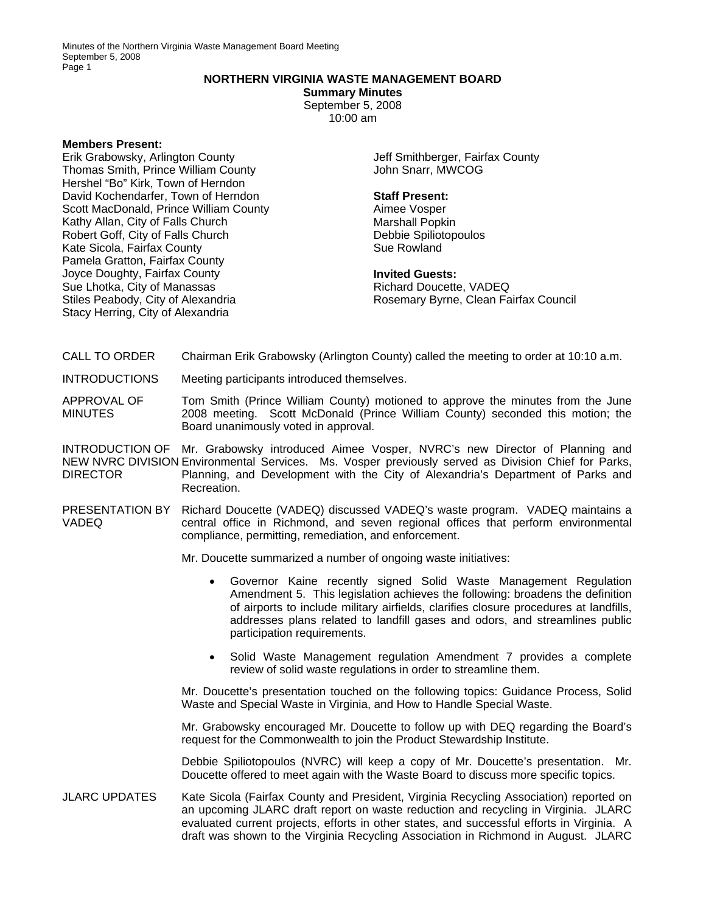# NORTHERN VIRGINIA WASTE MANAGEMENT BOARD

**Summary Minutes**

September 5, 2008

10:00 am

**Members Present:**

Erik Grabowsky, Arlington County
Thomas Smith, Prince William County
Hershel "Bo" Kirk, Town of Herndon
David Kochendarfer, Town of Herndon
Scott MacDonald, Prince William County
Kathy Allan, City of Falls Church
Robert Goff, City of Falls Church
Kate Sicola, Fairfax County
Pamela Gratton, Fairfax County
Joyce Doughty, Fairfax County
Sue Lhotka, City of Manassas
Stiles Peabody, City of Alexandria
Stacy Herring, City of Alexandria
Jeff Smithberger, Fairfax County
John Snarr, MWCOG

**Staff Present:**

Aimee Vosper
Marshall Popkin
Debbie Spiliotopoulos
Sue Rowland

**Invited Guests:**

Richard Doucette, VADEQ
Rosemary Byrne, Clean Fairfax Council

CALL TO ORDER — Chairman Erik Grabowsky (Arlington County) called the meeting to order at 10:10 a.m.

INTRODUCTIONS — Meeting participants introduced themselves.

APPROVAL OF MINUTES — Tom Smith (Prince William County) motioned to approve the minutes from the June 2008 meeting. Scott McDonald (Prince William County) seconded this motion; the Board unanimously voted in approval.

INTRODUCTION OF NEW NVRC DIVISION DIRECTOR — Mr. Grabowsky introduced Aimee Vosper, NVRC's new Director of Planning and Environmental Services. Ms. Vosper previously served as Division Chief for Parks, Planning, and Development with the City of Alexandria's Department of Parks and Recreation.

PRESENTATION BY VADEQ — Richard Doucette (VADEQ) discussed VADEQ's waste program. VADEQ maintains a central office in Richmond, and seven regional offices that perform environmental compliance, permitting, remediation, and enforcement.

Mr. Doucette summarized a number of ongoing waste initiatives:

- Governor Kaine recently signed Solid Waste Management Regulation Amendment 5. This legislation achieves the following: broadens the definition of airports to include military airfields, clarifies closure procedures at landfills, addresses plans related to landfill gases and odors, and streamlines public participation requirements.
- Solid Waste Management regulation Amendment 7 provides a complete review of solid waste regulations in order to streamline them.

Mr. Doucette's presentation touched on the following topics: Guidance Process, Solid Waste and Special Waste in Virginia, and How to Handle Special Waste.

Mr. Grabowsky encouraged Mr. Doucette to follow up with DEQ regarding the Board's request for the Commonwealth to join the Product Stewardship Institute.

Debbie Spiliotopoulos (NVRC) will keep a copy of Mr. Doucette's presentation. Mr. Doucette offered to meet again with the Waste Board to discuss more specific topics.

JLARC UPDATES — Kate Sicola (Fairfax County and President, Virginia Recycling Association) reported on an upcoming JLARC draft report on waste reduction and recycling in Virginia. JLARC evaluated current projects, efforts in other states, and successful efforts in Virginia. A draft was shown to the Virginia Recycling Association in Richmond in August. JLARC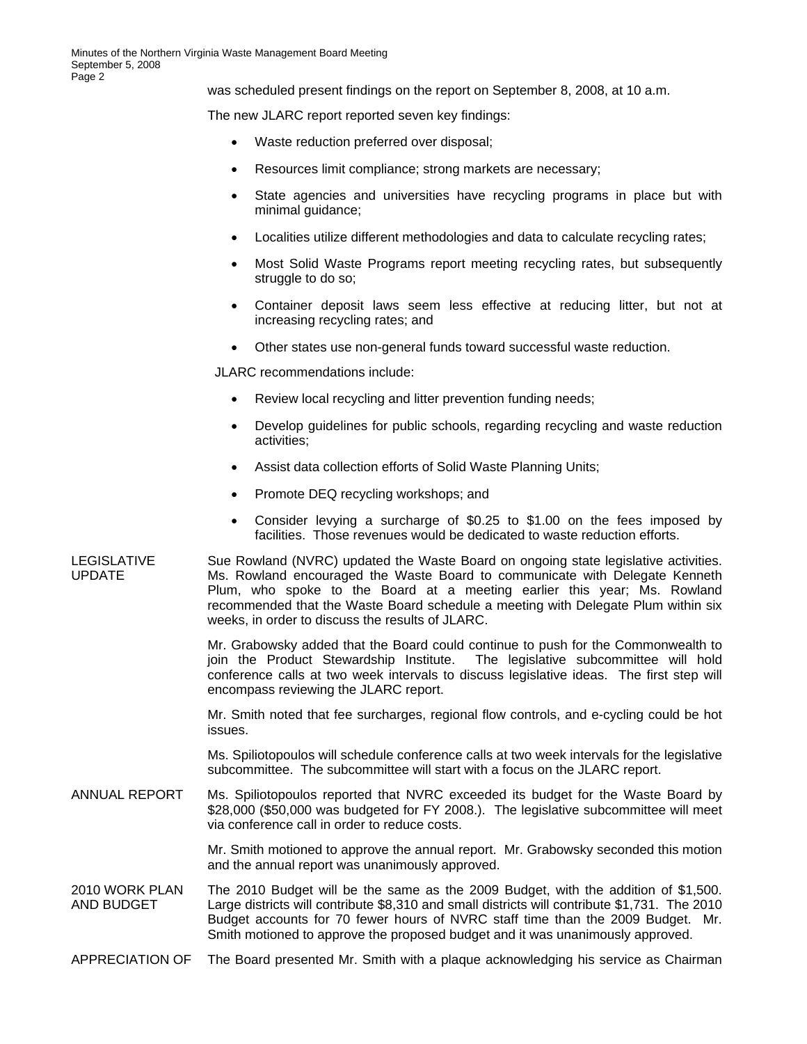was scheduled present findings on the report on September 8, 2008, at 10 a.m.

The new JLARC report reported seven key findings:

- Waste reduction preferred over disposal;
- Resources limit compliance; strong markets are necessary;
- State agencies and universities have recycling programs in place but with minimal guidance;
- Localities utilize different methodologies and data to calculate recycling rates;
- Most Solid Waste Programs report meeting recycling rates, but subsequently struggle to do so;
- Container deposit laws seem less effective at reducing litter, but not at increasing recycling rates; and
- Other states use non-general funds toward successful waste reduction.

JLARC recommendations include:

- Review local recycling and litter prevention funding needs;
- Develop guidelines for public schools, regarding recycling and waste reduction activities;
- Assist data collection efforts of Solid Waste Planning Units;
- Promote DEQ recycling workshops; and
- Consider levying a surcharge of $0.25 to $1.00 on the fees imposed by facilities. Those revenues would be dedicated to waste reduction efforts.

**LEGISLATIVE UPDATE**

Sue Rowland (NVRC) updated the Waste Board on ongoing state legislative activities. Ms. Rowland encouraged the Waste Board to communicate with Delegate Kenneth Plum, who spoke to the Board at a meeting earlier this year; Ms. Rowland recommended that the Waste Board schedule a meeting with Delegate Plum within six weeks, in order to discuss the results of JLARC.

Mr. Grabowsky added that the Board could continue to push for the Commonwealth to join the Product Stewardship Institute. The legislative subcommittee will hold conference calls at two week intervals to discuss legislative ideas. The first step will encompass reviewing the JLARC report.

Mr. Smith noted that fee surcharges, regional flow controls, and e-cycling could be hot issues.

Ms. Spiliotopoulos will schedule conference calls at two week intervals for the legislative subcommittee. The subcommittee will start with a focus on the JLARC report.

**ANNUAL REPORT**

Ms. Spiliotopoulos reported that NVRC exceeded its budget for the Waste Board by $28,000 ($50,000 was budgeted for FY 2008.). The legislative subcommittee will meet via conference call in order to reduce costs.

Mr. Smith motioned to approve the annual report. Mr. Grabowsky seconded this motion and the annual report was unanimously approved.

**2010 WORK PLAN AND BUDGET**

The 2010 Budget will be the same as the 2009 Budget, with the addition of $1,500. Large districts will contribute $8,310 and small districts will contribute $1,731. The 2010 Budget accounts for 70 fewer hours of NVRC staff time than the 2009 Budget. Mr. Smith motioned to approve the proposed budget and it was unanimously approved.

**APPRECIATION OF**

The Board presented Mr. Smith with a plaque acknowledging his service as Chairman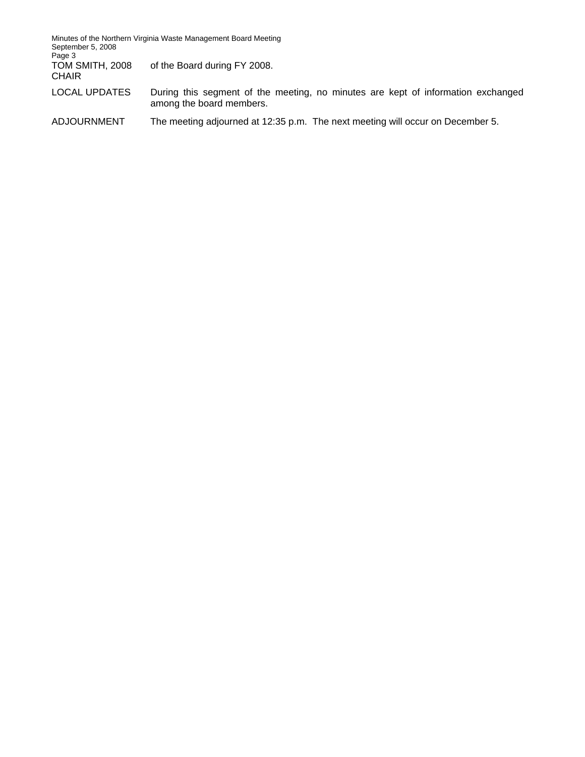| | |
|---|---|
| TOM SMITH, 2008 CHAIR | of the Board during FY 2008. |
| LOCAL UPDATES | During this segment of the meeting, no minutes are kept of information exchanged among the board members. |
| ADJOURNMENT | The meeting adjourned at 12:35 p.m. The next meeting will occur on December 5. |